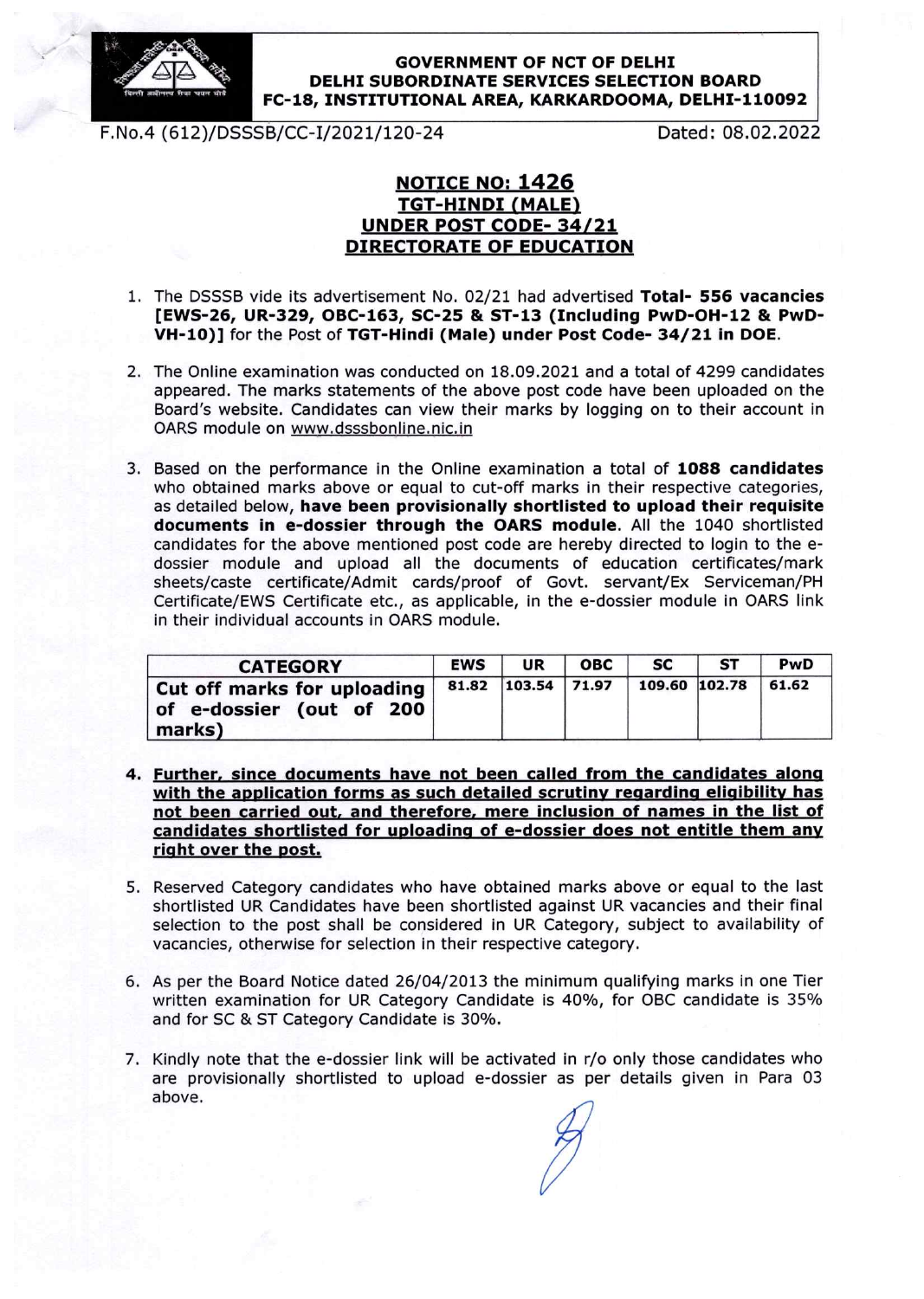**GOVERNMENT OF NCT OF DELHI**
**DELHI SUBORDINATE SERVICES SELECTION BOARD**
**FC-18, INSTITUTIONAL AREA, KARKARDOOMA, DELHI-110092**

F.No.4 (612)/DSSSB/CC-I/2021/120-24 Dated: 08.02.2022

# NOTICE NO: 1426
## TGT-HINDI (MALE)
## UNDER POST CODE- 34/21
## DIRECTORATE OF EDUCATION

1. The DSSSB vide its advertisement No. 02/21 had advertised **Total- 556 vacancies [EWS-26, UR-329, OBC-163, SC-25 & ST-13 (Including PwD-OH-12 & PwD-VH-10)]** for the Post of **TGT-Hindi (Male) under Post Code- 34/21 in DOE.**

2. The Online examination was conducted on 18.09.2021 and a total of 4299 candidates appeared. The marks statements of the above post code have been uploaded on the Board's website. Candidates can view their marks by logging on to their account in OARS module on www.dsssbonline.nic.in

3. Based on the performance in the Online examination a total of **1088 candidates** who obtained marks above or equal to cut-off marks in their respective categories, as detailed below, **have been provisionally shortlisted to upload their requisite documents in e-dossier through the OARS module.** All the 1040 shortlisted candidates for the above mentioned post code are hereby directed to login to the e-dossier module and upload all the documents of education certificates/mark sheets/caste certificate/Admit cards/proof of Govt. servant/Ex Serviceman/PH Certificate/EWS Certificate etc., as applicable, in the e-dossier module in OARS link in their individual accounts in OARS module.

| CATEGORY | EWS | UR | OBC | SC | ST | PwD |
|---|---|---|---|---|---|---|
| Cut off marks for uploading of e-dossier (out of 200 marks) | 81.82 | 103.54 | 71.97 | 109.60 | 102.78 | 61.62 |

4. **Further, since documents have not been called from the candidates along with the application forms as such detailed scrutiny regarding eligibility has not been carried out, and therefore, mere inclusion of names in the list of candidates shortlisted for uploading of e-dossier does not entitle them any right over the post.**

5. Reserved Category candidates who have obtained marks above or equal to the last shortlisted UR Candidates have been shortlisted against UR vacancies and their final selection to the post shall be considered in UR Category, subject to availability of vacancies, otherwise for selection in their respective category.

6. As per the Board Notice dated 26/04/2013 the minimum qualifying marks in one Tier written examination for UR Category Candidate is 40%, for OBC candidate is 35% and for SC & ST Category Candidate is 30%.

7. Kindly note that the e-dossier link will be activated in r/o only those candidates who are provisionally shortlisted to upload e-dossier as per details given in Para 03 above.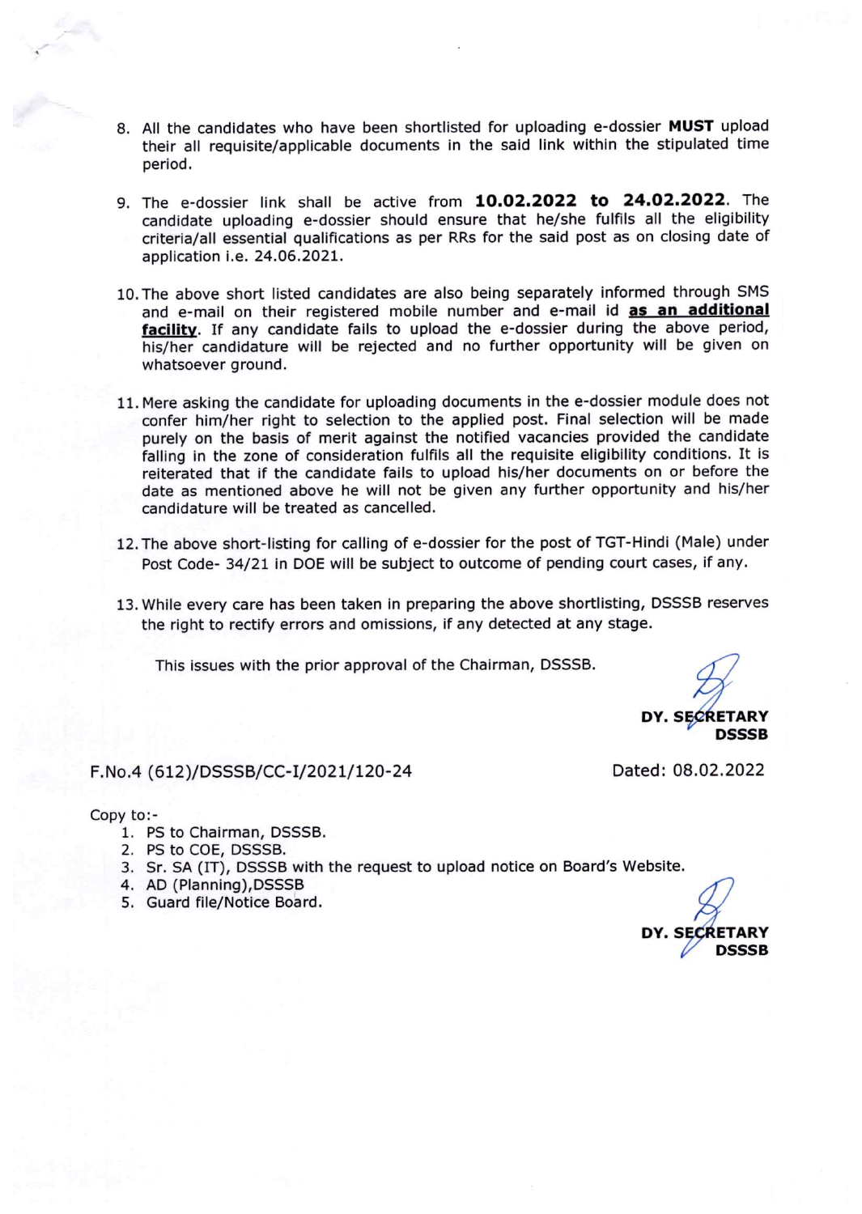8. All the candidates who have been shortlisted for uploading e-dossier **MUST** upload their all requisite/applicable documents in the said link within the stipulated time period.

9. The e-dossier link shall be active from **10.02.2022 to 24.02.2022**. The candidate uploading e-dossier should ensure that he/she fulfils all the eligibility criteria/all essential qualifications as per RRs for the said post as on closing date of application i.e. 24.06.2021.

10. The above short listed candidates are also being separately informed through SMS and e-mail on their registered mobile number and e-mail id **as an additional facility**. If any candidate fails to upload the e-dossier during the above period, his/her candidature will be rejected and no further opportunity will be given on whatsoever ground.

11. Mere asking the candidate for uploading documents in the e-dossier module does not confer him/her right to selection to the applied post. Final selection will be made purely on the basis of merit against the notified vacancies provided the candidate falling in the zone of consideration fulfils all the requisite eligibility conditions. It is reiterated that if the candidate fails to upload his/her documents on or before the date as mentioned above he will not be given any further opportunity and his/her candidature will be treated as cancelled.

12. The above short-listing for calling of e-dossier for the post of TGT-Hindi (Male) under Post Code- 34/21 in DOE will be subject to outcome of pending court cases, if any.

13. While every care has been taken in preparing the above shortlisting, DSSSB reserves the right to rectify errors and omissions, if any detected at any stage.

This issues with the prior approval of the Chairman, DSSSB.

**DY. SECRETARY**
**DSSSB**

F.No.4 (612)/DSSSB/CC-I/2021/120-24 Dated: 08.02.2022

Copy to:-

1. PS to Chairman, DSSSB.
2. PS to COE, DSSSB.
3. Sr. SA (IT), DSSSB with the request to upload notice on Board's Website.
4. AD (Planning),DSSSB
5. Guard file/Notice Board.

**DY. SECRETARY**
**DSSSB**